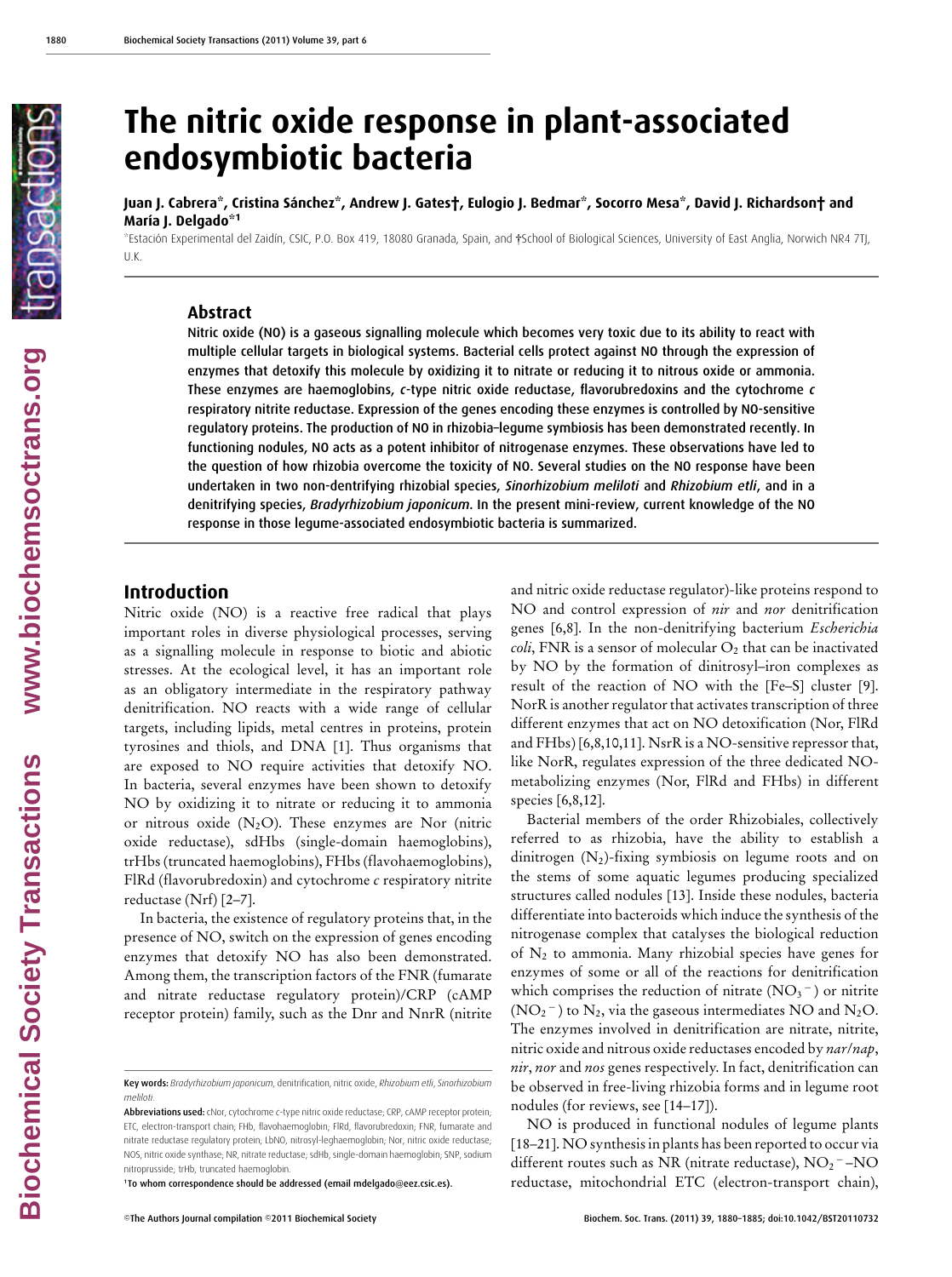# The nitric oxide response in plant-associated endosymbiotic bacteria

**Juan J. Cabrera*, Cristina Sánchez*, Andrew J. Gates†, Eulogio J. Bedmar*, Socorro Mesa*, David J. Richardson† and María J. Delgado*[1]**

*Estación Experimental del Zaidín, CSIC, P.O. Box 419, 18080 Granada, Spain, and †School of Biological Sciences, University of East Anglia, Norwich NR4 7TJ, U.K.

## Abstract

Nitric oxide (NO) is a gaseous signalling molecule which becomes very toxic due to its ability to react with multiple cellular targets in biological systems. Bacterial cells protect against NO through the expression of enzymes that detoxify this molecule by oxidizing it to nitrate or reducing it to nitrous oxide or ammonia. These enzymes are haemoglobins, *c*-type nitric oxide reductase, flavorubredoxins and the cytochrome *c* respiratory nitrite reductase. Expression of the genes encoding these enzymes is controlled by NO-sensitive regulatory proteins. The production of NO in rhizobia–legume symbiosis has been demonstrated recently. In functioning nodules, NO acts as a potent inhibitor of nitrogenase enzymes. These observations have led to the question of how rhizobia overcome the toxicity of NO. Several studies on the NO response have been undertaken in two non-dentrifying rhizobial species, *Sinorhizobium meliloti* and *Rhizobium etli*, and in a denitrifying species, *Bradyrhizobium japonicum*. In the present mini-review, current knowledge of the NO response in those legume-associated endosymbiotic bacteria is summarized.

## Introduction

Nitric oxide (NO) is a reactive free radical that plays important roles in diverse physiological processes, serving as a signalling molecule in response to biotic and abiotic stresses. At the ecological level, it has an important role as an obligatory intermediate in the respiratory pathway denitrification. NO reacts with a wide range of cellular targets, including lipids, metal centres in proteins, protein tyrosines and thiols, and DNA [1]. Thus organisms that are exposed to NO require activities that detoxify NO. In bacteria, several enzymes have been shown to detoxify NO by oxidizing it to nitrate or reducing it to ammonia or nitrous oxide ($N_2O$). These enzymes are Nor (nitric oxide reductase), sdHbs (single-domain haemoglobins), trHbs (truncated haemoglobins), FHbs (flavohaemoglobins), FlRd (flavorubredoxin) and cytochrome *c* respiratory nitrite reductase (Nrf) [2–7].

In bacteria, the existence of regulatory proteins that, in the presence of NO, switch on the expression of genes encoding enzymes that detoxify NO has also been demonstrated. Among them, the transcription factors of the FNR (fumarate and nitrate reductase regulatory protein)/CRP (cAMP receptor protein) family, such as the Dnr and NnrR (nitrite and nitric oxide reductase regulator)-like proteins respond to NO and control expression of *nir* and *nor* denitrification genes [6,8]. In the non-denitrifying bacterium *Escherichia coli*, FNR is a sensor of molecular $O_2$ that can be inactivated by NO by the formation of dinitrosyl–iron complexes as result of the reaction of NO with the [Fe–S] cluster [9]. NorR is another regulator that activates transcription of three different enzymes that act on NO detoxification (Nor, FlRd and FHbs) [6,8,10,11]. NsrR is a NO-sensitive repressor that, like NorR, regulates expression of the three dedicated NO-metabolizing enzymes (Nor, FlRd and FHbs) in different species [6,8,12].

Bacterial members of the order Rhizobiales, collectively referred to as rhizobia, have the ability to establish a dinitrogen ($N_2$)-fixing symbiosis on legume roots and on the stems of some aquatic legumes producing specialized structures called nodules [13]. Inside these nodules, bacteria differentiate into bacteroids which induce the synthesis of the nitrogenase complex that catalyses the biological reduction of $N_2$ to ammonia. Many rhizobial species have genes for enzymes of some or all of the reactions for denitrification which comprises the reduction of nitrate ($NO_3^-$) or nitrite ($NO_2^-$) to $N_2$, via the gaseous intermediates NO and $N_2O$. The enzymes involved in denitrification are nitrate, nitrite, nitric oxide and nitrous oxide reductases encoded by *nar*/*nap*, *nir*, *nor* and *nos* genes respectively. In fact, denitrification can be observed in free-living rhizobia forms and in legume root nodules (for reviews, see [14–17]).

NO is produced in functional nodules of legume plants [18–21]. NO synthesis in plants has been reported to occur via different routes such as NR (nitrate reductase), $NO_2^-$–NO reductase, mitochondrial ETC (electron-transport chain),

**Key words:** *Bradyrhizobium japonicum*, denitrification, nitric oxide, *Rhizobium etli*, *Sinorhizobium meliloti*.

**Abbreviations used:** cNor, cytochrome *c*-type nitric oxide reductase; CRP, cAMP receptor protein; ETC, electron-transport chain; FHb, flavohaemoglobin; FlRd, flavorubredoxin; FNR, fumarate and nitrate reductase regulatory protein; LbNO, nitrosyl-leghaemoglobin; Nor, nitric oxide reductase; NOS, nitric oxide synthase; NR, nitrate reductase; sdHb, single-domain haemoglobin; SNP, sodium nitroprusside; trHb, truncated haemoglobin.

[1]To whom correspondence should be addressed (email mdelgado@eez.csic.es).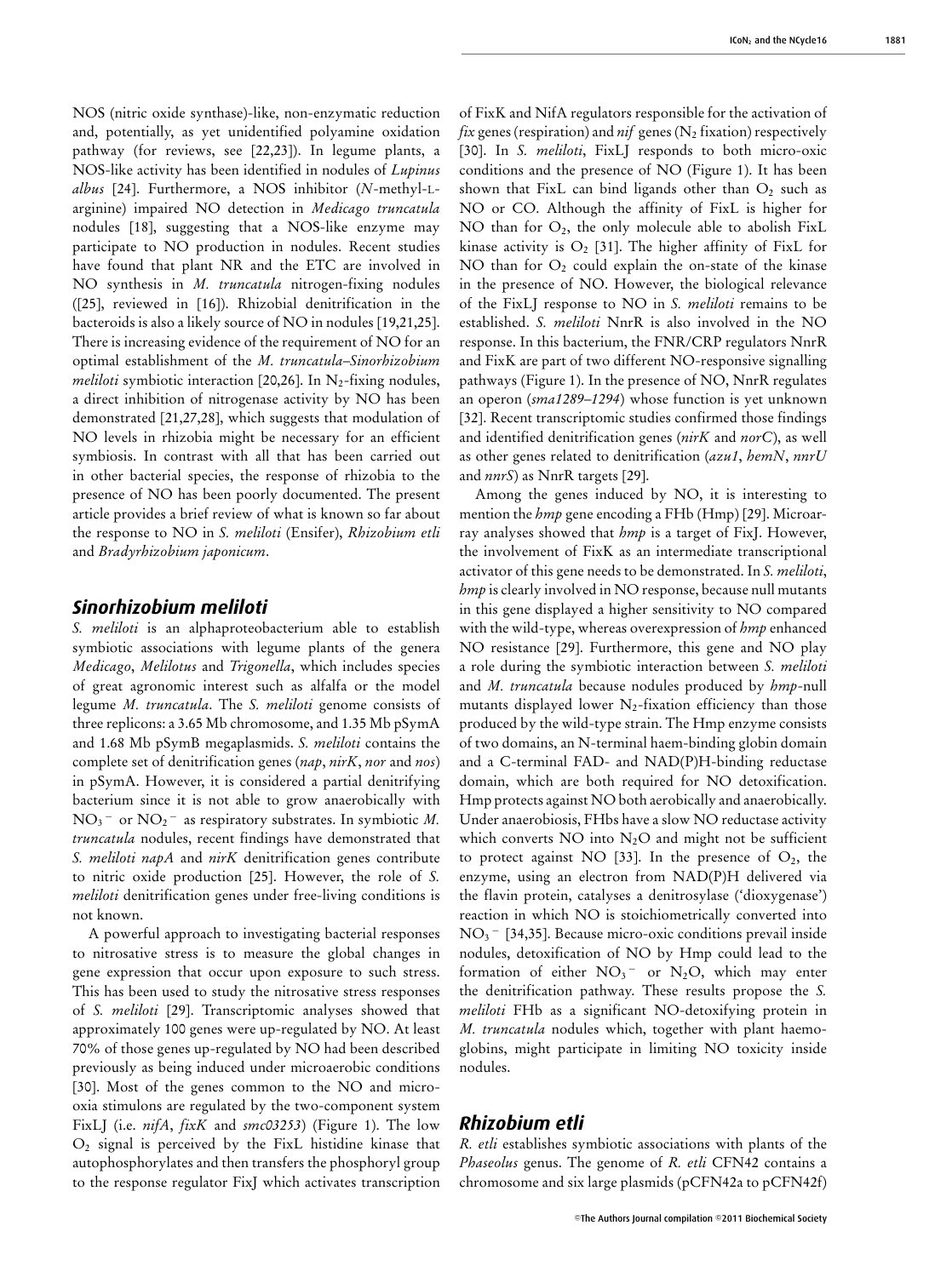NOS (nitric oxide synthase)-like, non-enzymatic reduction and, potentially, as yet unidentified polyamine oxidation pathway (for reviews, see [22,23]). In legume plants, a NOS-like activity has been identified in nodules of *Lupinus albus* [24]. Furthermore, a NOS inhibitor (*N*-methyl-L-arginine) impaired NO detection in *Medicago truncatula* nodules [18], suggesting that a NOS-like enzyme may participate to NO production in nodules. Recent studies have found that plant NR and the ETC are involved in NO synthesis in *M. truncatula* nitrogen-fixing nodules ([25], reviewed in [16]). Rhizobial denitrification in the bacteroids is also a likely source of NO in nodules [19,21,25]. There is increasing evidence of the requirement of NO for an optimal establishment of the *M. truncatula–Sinorhizobium meliloti* symbiotic interaction [20,26]. In $N_2$-fixing nodules, a direct inhibition of nitrogenase activity by NO has been demonstrated [21,27,28], which suggests that modulation of NO levels in rhizobia might be necessary for an efficient symbiosis. In contrast with all that has been carried out in other bacterial species, the response of rhizobia to the presence of NO has been poorly documented. The present article provides a brief review of what is known so far about the response to NO in *S. meliloti* (Ensifer), *Rhizobium etli* and *Bradyrhizobium japonicum*.

## *Sinorhizobium meliloti*

*S. meliloti* is an alphaproteobacterium able to establish symbiotic associations with legume plants of the genera *Medicago*, *Melilotus* and *Trigonella*, which includes species of great agronomic interest such as alfalfa or the model legume *M. truncatula*. The *S. meliloti* genome consists of three replicons: a 3.65 Mb chromosome, and 1.35 Mb pSymA and 1.68 Mb pSymB megaplasmids. *S. meliloti* contains the complete set of denitrification genes (*nap*, *nirK*, *nor* and *nos*) in pSymA. However, it is considered a partial denitrifying bacterium since it is not able to grow anaerobically with $NO_3^-$ or $NO_2^-$ as respiratory substrates. In symbiotic *M. truncatula* nodules, recent findings have demonstrated that *S. meliloti napA* and *nirK* denitrification genes contribute to nitric oxide production [25]. However, the role of *S. meliloti* denitrification genes under free-living conditions is not known.

A powerful approach to investigating bacterial responses to nitrosative stress is to measure the global changes in gene expression that occur upon exposure to such stress. This has been used to study the nitrosative stress responses of *S. meliloti* [29]. Transcriptomic analyses showed that approximately 100 genes were up-regulated by NO. At least 70% of those genes up-regulated by NO had been described previously as being induced under microaerobic conditions [30]. Most of the genes common to the NO and micro-oxia stimulons are regulated by the two-component system FixLJ (i.e. *nifA*, *fixK* and *smc03253*) (Figure 1). The low $O_2$ signal is perceived by the FixL histidine kinase that autophosphorylates and then transfers the phosphoryl group to the response regulator FixJ which activates transcription of FixK and NifA regulators responsible for the activation of *fix* genes (respiration) and *nif* genes ($N_2$ fixation) respectively [30]. In *S. meliloti*, FixLJ responds to both micro-oxic conditions and the presence of NO (Figure 1). It has been shown that FixL can bind ligands other than $O_2$ such as NO or CO. Although the affinity of FixL is higher for NO than for $O_2$, the only molecule able to abolish FixL kinase activity is $O_2$ [31]. The higher affinity of FixL for NO than for $O_2$ could explain the on-state of the kinase in the presence of NO. However, the biological relevance of the FixLJ response to NO in *S. meliloti* remains to be established. *S. meliloti* NnrR is also involved in the NO response. In this bacterium, the FNR/CRP regulators NnrR and FixK are part of two different NO-responsive signalling pathways (Figure 1). In the presence of NO, NnrR regulates an operon (*sma1289–1294*) whose function is yet unknown [32]. Recent transcriptomic studies confirmed those findings and identified denitrification genes (*nirK* and *norC*), as well as other genes related to denitrification (*azu1*, *hemN*, *nnrU* and *nnrS*) as NnrR targets [29].

Among the genes induced by NO, it is interesting to mention the *hmp* gene encoding a FHb (Hmp) [29]. Microarray analyses showed that *hmp* is a target of FixJ. However, the involvement of FixK as an intermediate transcriptional activator of this gene needs to be demonstrated. In *S. meliloti*, *hmp* is clearly involved in NO response, because null mutants in this gene displayed a higher sensitivity to NO compared with the wild-type, whereas overexpression of *hmp* enhanced NO resistance [29]. Furthermore, this gene and NO play a role during the symbiotic interaction between *S. meliloti* and *M. truncatula* because nodules produced by *hmp*-null mutants displayed lower $N_2$-fixation efficiency than those produced by the wild-type strain. The Hmp enzyme consists of two domains, an N-terminal haem-binding globin domain and a C-terminal FAD- and NAD(P)H-binding reductase domain, which are both required for NO detoxification. Hmp protects against NO both aerobically and anaerobically. Under anaerobiosis, FHbs have a slow NO reductase activity which converts NO into $N_2O$ and might not be sufficient to protect against NO [33]. In the presence of $O_2$, the enzyme, using an electron from NAD(P)H delivered via the flavin protein, catalyses a denitrosylase ('dioxygenase') reaction in which NO is stoichiometrically converted into $NO_3^-$ [34,35]. Because micro-oxic conditions prevail inside nodules, detoxification of NO by Hmp could lead to the formation of either $NO_3^-$ or $N_2O$, which may enter the denitrification pathway. These results propose the *S. meliloti* FHb as a significant NO-detoxifying protein in *M. truncatula* nodules which, together with plant haemoglobins, might participate in limiting NO toxicity inside nodules.

## *Rhizobium etli*

*R. etli* establishes symbiotic associations with plants of the *Phaseolus* genus. The genome of *R. etli* CFN42 contains a chromosome and six large plasmids (pCFN42a to pCFN42f)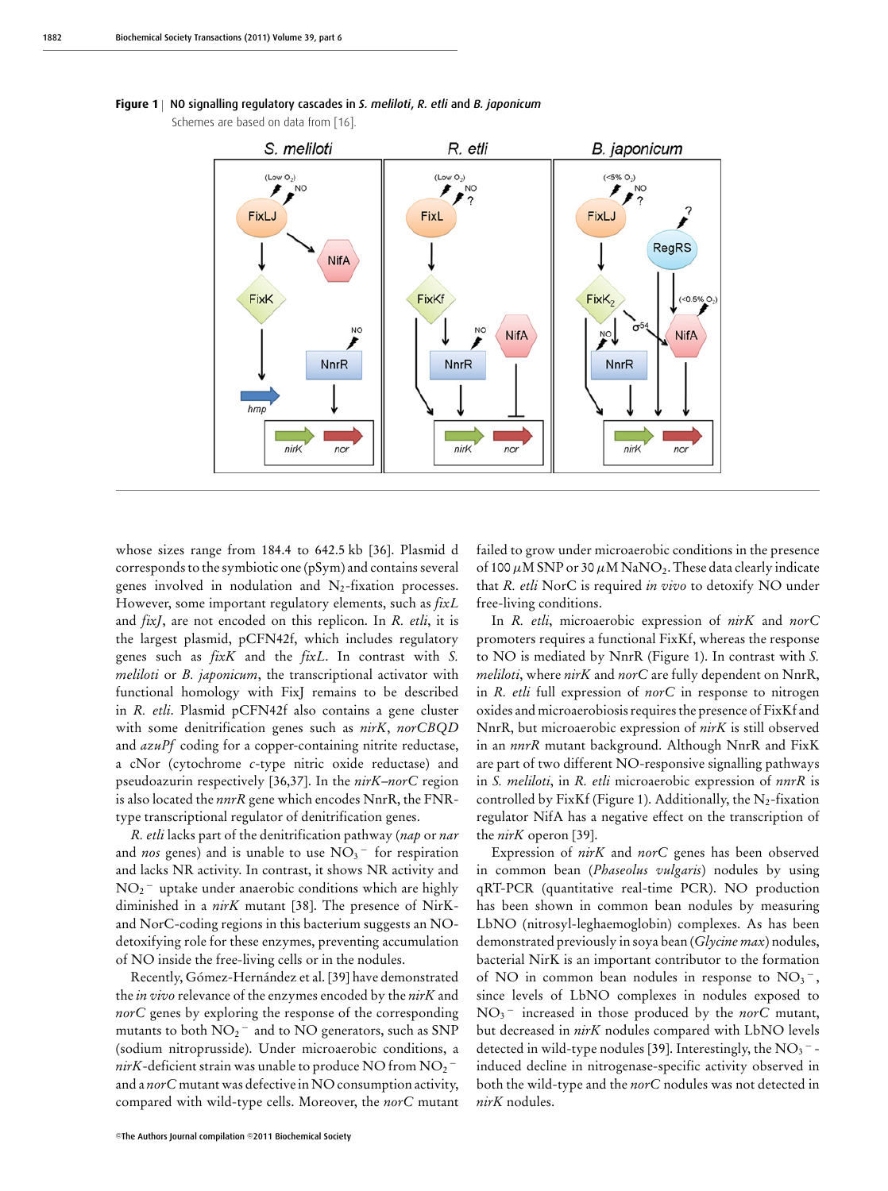**Figure 1** | NO signalling regulatory cascades in *S. meliloti*, *R. etli* and *B. japonicum*

Schemes are based on data from [16].

whose sizes range from 184.4 to 642.5 kb [36]. Plasmid d corresponds to the symbiotic one (pSym) and contains several genes involved in nodulation and $N_2$-fixation processes. However, some important regulatory elements, such as *fixL* and *fixJ*, are not encoded on this replicon. In *R. etli*, it is the largest plasmid, pCFN42f, which includes regulatory genes such as *fixK* and the *fixL*. In contrast with *S. meliloti* or *B. japonicum*, the transcriptional activator with functional homology with FixJ remains to be described in *R. etli*. Plasmid pCFN42f also contains a gene cluster with some denitrification genes such as *nirK*, *norCBQD* and *azuPf* coding for a copper-containing nitrite reductase, a cNor (cytochrome *c*-type nitric oxide reductase) and pseudoazurin respectively [36,37]. In the *nirK*–*norC* region is also located the *nnrR* gene which encodes NnrR, the FNR-type transcriptional regulator of denitrification genes.

*R. etli* lacks part of the denitrification pathway (*nap* or *nar* and *nos* genes) and is unable to use $NO_3^-$ for respiration and lacks NR activity. In contrast, it shows NR activity and $NO_2^-$ uptake under anaerobic conditions which are highly diminished in a *nirK* mutant [38]. The presence of NirK- and NorC-coding regions in this bacterium suggests an NO-detoxifying role for these enzymes, preventing accumulation of NO inside the free-living cells or in the nodules.

Recently, Gómez-Hernández et al. [39] have demonstrated the *in vivo* relevance of the enzymes encoded by the *nirK* and *norC* genes by exploring the response of the corresponding mutants to both $NO_2^-$ and to NO generators, such as SNP (sodium nitroprusside). Under microaerobic conditions, a *nirK*-deficient strain was unable to produce NO from $NO_2^-$ and a *norC* mutant was defective in NO consumption activity, compared with wild-type cells. Moreover, the *norC* mutant failed to grow under microaerobic conditions in the presence of 100 $\mu$M SNP or 30 $\mu$M $NaNO_2$. These data clearly indicate that *R. etli* NorC is required *in vivo* to detoxify NO under free-living conditions.

In *R. etli*, microaerobic expression of *nirK* and *norC* promoters requires a functional FixKf, whereas the response to NO is mediated by NnrR (Figure 1). In contrast with *S. meliloti*, where *nirK* and *norC* are fully dependent on NnrR, in *R. etli* full expression of *norC* in response to nitrogen oxides and microaerobiosis requires the presence of FixKf and NnrR, but microaerobic expression of *nirK* is still observed in an *nnrR* mutant background. Although NnrR and FixK are part of two different NO-responsive signalling pathways in *S. meliloti*, in *R. etli* microaerobic expression of *nnrR* is controlled by FixKf (Figure 1). Additionally, the $N_2$-fixation regulator NifA has a negative effect on the transcription of the *nirK* operon [39].

Expression of *nirK* and *norC* genes has been observed in common bean (*Phaseolus vulgaris*) nodules by using qRT-PCR (quantitative real-time PCR). NO production has been shown in common bean nodules by measuring LbNO (nitrosyl-leghaemoglobin) complexes. As has been demonstrated previously in soya bean (*Glycine max*) nodules, bacterial NirK is an important contributor to the formation of NO in common bean nodules in response to $NO_3^-$, since levels of LbNO complexes in nodules exposed to $NO_3^-$ increased in those produced by the *norC* mutant, but decreased in *nirK* nodules compared with LbNO levels detected in wild-type nodules [39]. Interestingly, the $NO_3^-$-induced decline in nitrogenase-specific activity observed in both the wild-type and the *norC* nodules was not detected in *nirK* nodules.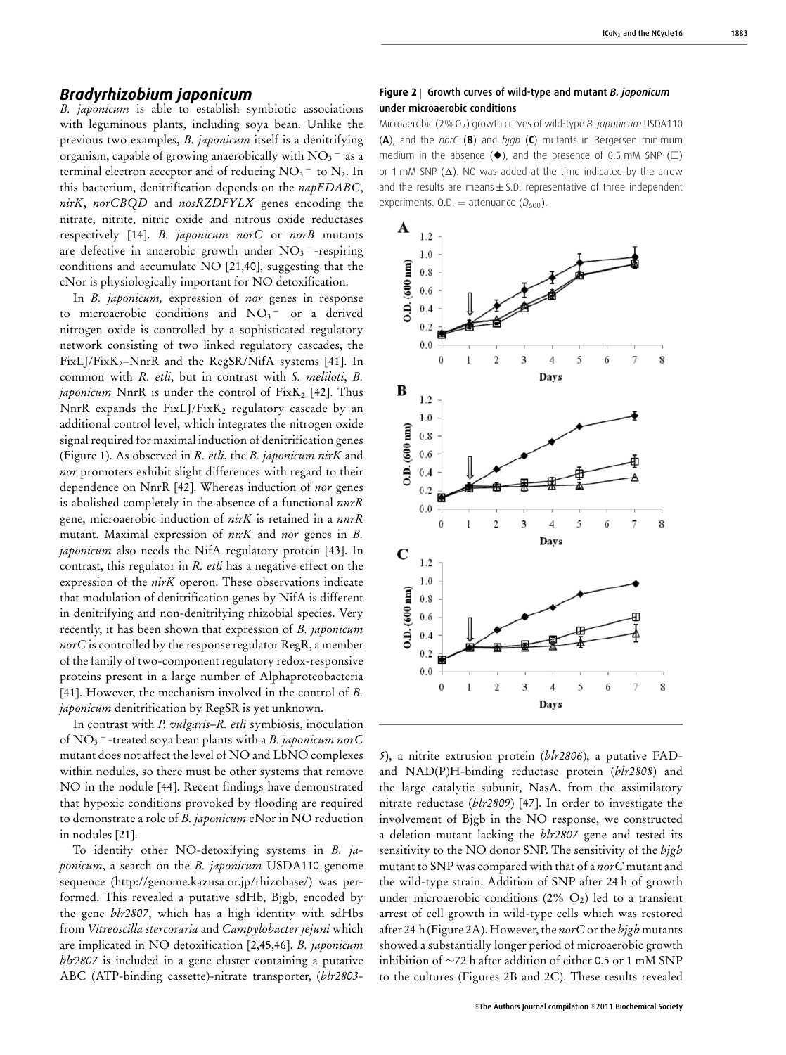## *Bradyrhizobium japonicum*

*B. japonicum* is able to establish symbiotic associations with leguminous plants, including soya bean. Unlike the previous two examples, *B. japonicum* itself is a denitrifying organism, capable of growing anaerobically with $NO_3^-$ as a terminal electron acceptor and of reducing $NO_3^-$ to $N_2$. In this bacterium, denitrification depends on the *napEDABC*, *nirK*, *norCBQD* and *nosRZDFYLX* genes encoding the nitrate, nitrite, nitric oxide and nitrous oxide reductases respectively [14]. *B. japonicum norC* or *norB* mutants are defective in anaerobic growth under $NO_3^-$-respiring conditions and accumulate NO [21,40], suggesting that the cNor is physiologically important for NO detoxification.

In *B. japonicum,* expression of *nor* genes in response to microaerobic conditions and $NO_3^-$ or a derived nitrogen oxide is controlled by a sophisticated regulatory network consisting of two linked regulatory cascades, the FixLJ/FixK$_2$–NnrR and the RegSR/NifA systems [41]. In common with *R. etli*, but in contrast with *S. meliloti*, *B. japonicum* NnrR is under the control of FixK$_2$ [42]. Thus NnrR expands the FixLJ/FixK$_2$ regulatory cascade by an additional control level, which integrates the nitrogen oxide signal required for maximal induction of denitrification genes (Figure 1). As observed in *R. etli*, the *B. japonicum nirK* and *nor* promoters exhibit slight differences with regard to their dependence on NnrR [42]. Whereas induction of *nor* genes is abolished completely in the absence of a functional *nnrR* gene, microaerobic induction of *nirK* is retained in a *nnrR* mutant. Maximal expression of *nirK* and *nor* genes in *B. japonicum* also needs the NifA regulatory protein [43]. In contrast, this regulator in *R. etli* has a negative effect on the expression of the *nirK* operon. These observations indicate that modulation of denitrification genes by NifA is different in denitrifying and non-denitrifying rhizobial species. Very recently, it has been shown that expression of *B. japonicum norC* is controlled by the response regulator RegR, a member of the family of two-component regulatory redox-responsive proteins present in a large number of Alphaproteobacteria [41]. However, the mechanism involved in the control of *B. japonicum* denitrification by RegSR is yet unknown.

In contrast with *P. vulgaris*–*R. etli* symbiosis, inoculation of $NO_3^-$-treated soya bean plants with a *B. japonicum norC* mutant does not affect the level of NO and LbNO complexes within nodules, so there must be other systems that remove NO in the nodule [44]. Recent findings have demonstrated that hypoxic conditions provoked by flooding are required to demonstrate a role of *B. japonicum* cNor in NO reduction in nodules [21].

To identify other NO-detoxifying systems in *B. japonicum*, a search on the *B. japonicum* USDA110 genome sequence (http://genome.kazusa.or.jp/rhizobase/) was performed. This revealed a putative sdHb, Bjgb, encoded by the gene *blr2807*, which has a high identity with sdHbs from *Vitreoscilla stercoraria* and *Campylobacter jejuni* which are implicated in NO detoxification [2,45,46]. *B. japonicum blr2807* is included in a gene cluster containing a putative ABC (ATP-binding cassette)-nitrate transporter, (*blr2803-5*), a nitrite extrusion protein (*blr2806*), a putative FAD- and NAD(P)H-binding reductase protein (*blr2808*) and the large catalytic subunit, NasA, from the assimilatory nitrate reductase (*blr2809*) [47]. In order to investigate the involvement of Bjgb in the NO response, we constructed a deletion mutant lacking the *blr2807* gene and tested its sensitivity to the NO donor SNP. The sensitivity of the *bjgb* mutant to SNP was compared with that of a *norC* mutant and the wild-type strain. Addition of SNP after 24 h of growth under microaerobic conditions (2% $O_2$) led to a transient arrest of cell growth in wild-type cells which was restored after 24 h (Figure 2A). However, the *norC* or the *bjgb* mutants showed a substantially longer period of microaerobic growth inhibition of ~72 h after addition of either 0.5 or 1 mM SNP to the cultures (Figures 2B and 2C). These results revealed

**Figure 2 | Growth curves of wild-type and mutant *B. japonicum* under microaerobic conditions**

Microaerobic (2% $O_2$) growth curves of wild-type *B. japonicum* USDA110 (**A**), and the *norC* (**B**) and *bjgb* (**C**) mutants in Bergersen minimum medium in the absence (◆), and the presence of 0.5 mM SNP (□) or 1 mM SNP (Δ). NO was added at the time indicated by the arrow and the results are means ± S.D. representative of three independent experiments. O.D. = attenuance ($D_{600}$).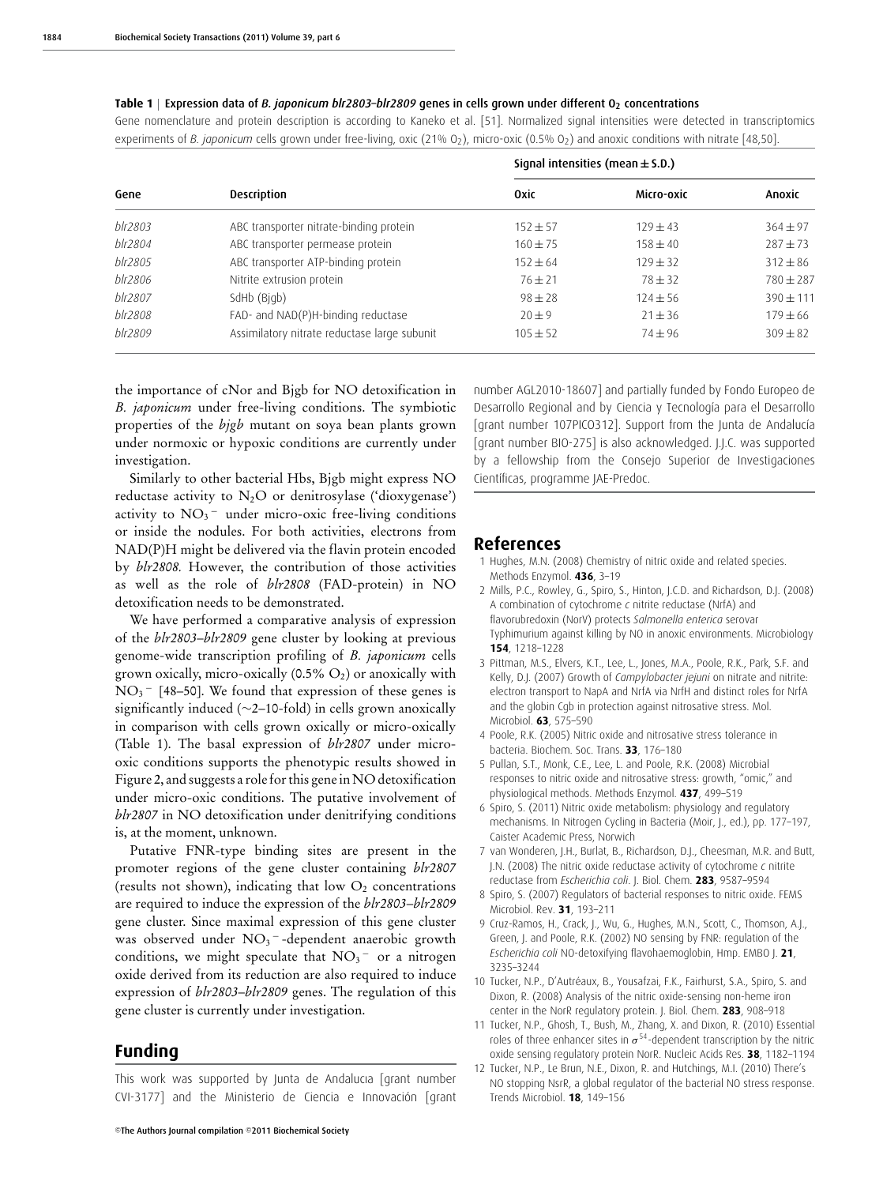**Table 1** | Expression data of *B. japonicum blr2803–blr2809* genes in cells grown under different $O_2$ concentrations

Gene nomenclature and protein description is according to Kaneko et al. [51]. Normalized signal intensities were detected in transcriptomics experiments of *B. japonicum* cells grown under free-living, oxic (21% $O_2$), micro-oxic (0.5% $O_2$) and anoxic conditions with nitrate [48,50].

| Gene | Description | Signal intensities (mean ± S.D.) | | |
|---|---|---|---|---|
| | | Oxic | Micro-oxic | Anoxic |
| *blr2803* | ABC transporter nitrate-binding protein | 152 ± 57 | 129 ± 43 | 364 ± 97 |
| *blr2804* | ABC transporter permease protein | 160 ± 75 | 158 ± 40 | 287 ± 73 |
| *blr2805* | ABC transporter ATP-binding protein | 152 ± 64 | 129 ± 32 | 312 ± 86 |
| *blr2806* | Nitrite extrusion protein | 76 ± 21 | 78 ± 32 | 780 ± 287 |
| *blr2807* | SdHb (Bjgb) | 98 ± 28 | 124 ± 56 | 390 ± 111 |
| *blr2808* | FAD- and NAD(P)H-binding reductase | 20 ± 9 | 21 ± 36 | 179 ± 66 |
| *blr2809* | Assimilatory nitrate reductase large subunit | 105 ± 52 | 74 ± 96 | 309 ± 82 |

the importance of cNor and Bjgb for NO detoxification in *B. japonicum* under free-living conditions. The symbiotic properties of the *bjgb* mutant on soya bean plants grown under normoxic or hypoxic conditions are currently under investigation.

Similarly to other bacterial Hbs, Bjgb might express NO reductase activity to $N_2O$ or denitrosylase ('dioxygenase') activity to $NO_3^-$ under micro-oxic free-living conditions or inside the nodules. For both activities, electrons from NAD(P)H might be delivered via the flavin protein encoded by *blr2808*. However, the contribution of those activities as well as the role of *blr2808* (FAD-protein) in NO detoxification needs to be demonstrated.

We have performed a comparative analysis of expression of the *blr2803–blr2809* gene cluster by looking at previous genome-wide transcription profiling of *B. japonicum* cells grown oxically, micro-oxically (0.5% $O_2$) or anoxically with $NO_3^-$ [48–50]. We found that expression of these genes is significantly induced (∼2–10-fold) in cells grown anoxically in comparison with cells grown oxically or micro-oxically (Table 1). The basal expression of *blr2807* under micro-oxic conditions supports the phenotypic results showed in Figure 2, and suggests a role for this gene in NO detoxification under micro-oxic conditions. The putative involvement of *blr2807* in NO detoxification under denitrifying conditions is, at the moment, unknown.

Putative FNR-type binding sites are present in the promoter regions of the gene cluster containing *blr2807* (results not shown), indicating that low $O_2$ concentrations are required to induce the expression of the *blr2803–blr2809* gene cluster. Since maximal expression of this gene cluster was observed under $NO_3^-$-dependent anaerobic growth conditions, we might speculate that $NO_3^-$ or a nitrogen oxide derived from its reduction are also required to induce expression of *blr2803–blr2809* genes. The regulation of this gene cluster is currently under investigation.

## Funding

This work was supported by Junta de Andalucia [grant number CVI-3177] and the Ministerio de Ciencia e Innovación [grant number AGL2010-18607] and partially funded by Fondo Europeo de Desarrollo Regional and by Ciencia y Tecnología para el Desarrollo [grant number 107PICO312]. Support from the Junta de Andalucía [grant number BIO-275] is also acknowledged. J.J.C. was supported by a fellowship from the Consejo Superior de Investigaciones Científicas, programme JAE-Predoc.

## References

1. Hughes, M.N. (2008) Chemistry of nitric oxide and related species. Methods Enzymol. **436**, 3–19
2. Mills, P.C., Rowley, G., Spiro, S., Hinton, J.C.D. and Richardson, D.J. (2008) A combination of cytochrome *c* nitrite reductase (NrfA) and flavorubredoxin (NorV) protects *Salmonella enterica* serovar Typhimurium against killing by NO in anoxic environments. Microbiology **154**, 1218–1228
3. Pittman, M.S., Elvers, K.T., Lee, L., Jones, M.A., Poole, R.K., Park, S.F. and Kelly, D.J. (2007) Growth of *Campylobacter jejuni* on nitrate and nitrite: electron transport to NapA and NrfA via NrfH and distinct roles for NrfA and the globin Cgb in protection against nitrosative stress. Mol. Microbiol. **63**, 575–590
4. Poole, R.K. (2005) Nitric oxide and nitrosative stress tolerance in bacteria. Biochem. Soc. Trans. **33**, 176–180
5. Pullan, S.T., Monk, C.E., Lee, L. and Poole, R.K. (2008) Microbial responses to nitric oxide and nitrosative stress: growth, "omic," and physiological methods. Methods Enzymol. **437**, 499–519
6. Spiro, S. (2011) Nitric oxide metabolism: physiology and regulatory mechanisms. In Nitrogen Cycling in Bacteria (Moir, J., ed.), pp. 177–197, Caister Academic Press, Norwich
7. van Wonderen, J.H., Burlat, B., Richardson, D.J., Cheesman, M.R. and Butt, J.N. (2008) The nitric oxide reductase activity of cytochrome *c* nitrite reductase from *Escherichia coli*. J. Biol. Chem. **283**, 9587–9594
8. Spiro, S. (2007) Regulators of bacterial responses to nitric oxide. FEMS Microbiol. Rev. **31**, 193–211
9. Cruz-Ramos, H., Crack, J., Wu, G., Hughes, M.N., Scott, C., Thomson, A.J., Green, J. and Poole, R.K. (2002) NO sensing by FNR: regulation of the *Escherichia coli* NO-detoxifying flavohaemoglobin, Hmp. EMBO J. **21**, 3235–3244
10. Tucker, N.P., D'Autréaux, B., Yousafzai, F.K., Fairhurst, S.A., Spiro, S. and Dixon, R. (2008) Analysis of the nitric oxide-sensing non-heme iron center in the NorR regulatory protein. J. Biol. Chem. **283**, 908–918
11. Tucker, N.P., Ghosh, T., Bush, M., Zhang, X. and Dixon, R. (2010) Essential roles of three enhancer sites in $\sigma^{54}$-dependent transcription by the nitric oxide sensing regulatory protein NorR. Nucleic Acids Res. **38**, 1182–1194
12. Tucker, N.P., Le Brun, N.E., Dixon, R. and Hutchings, M.I. (2010) There's NO stopping NsrR, a global regulator of the bacterial NO stress response. Trends Microbiol. **18**, 149–156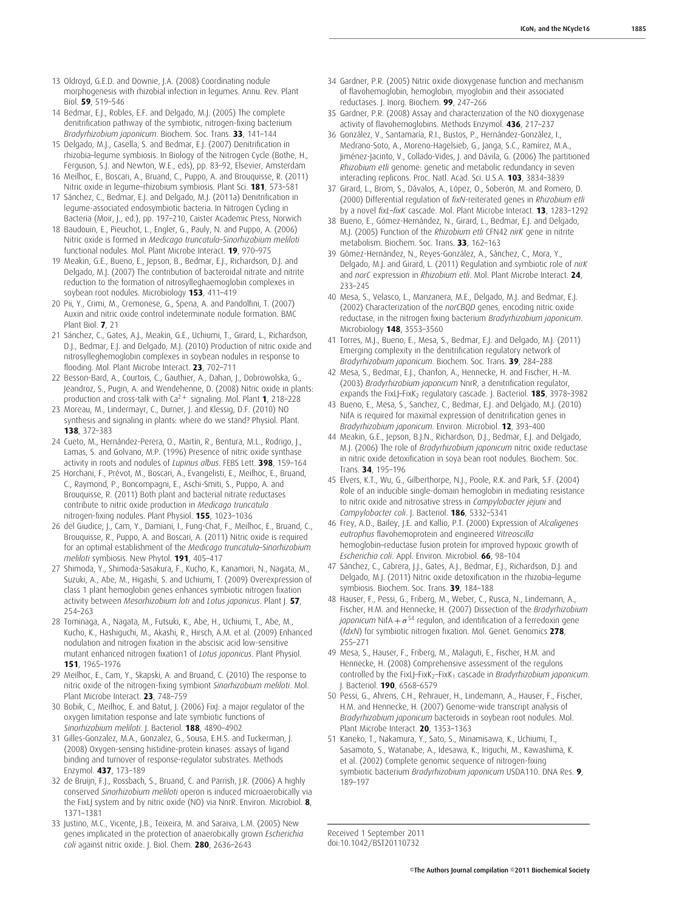13 Oldroyd, G.E.D. and Downie, J.A. (2008) Coordinating nodule morphogenesis with rhizobial infection in legumes. Annu. Rev. Plant Biol. **59**, 519–546

14 Bedmar, E.J., Robles, E.F. and Delgado, M.J. (2005) The complete denitrification pathway of the symbiotic, nitrogen-fixing bacterium *Bradyrhizobium japonicum*. Biochem. Soc. Trans. **33**, 141–144

15 Delgado, M.J., Casella, S. and Bedmar, E.J. (2007) Denitrification in rhizobia–legume symbiosis. In Biology of the Nitrogen Cycle (Bothe, H., Ferguson, S.J. and Newton, W.E., eds), pp. 83–92, Elsevier, Amsterdam

16 Meilhoc, E., Boscari, A., Bruand, C., Puppo, A. and Brouquisse, R. (2011) Nitric oxide in legume–rhizobium symbiosis. Plant Sci. **181**, 573–581

17 Sánchez, C., Bedmar, E.J. and Delgado, M.J. (2011a) Denitrification in legume-associated endosymbiotic bacteria. In Nitrogen Cycling in Bacteria (Moir, J., ed.), pp. 197–210, Caister Academic Press, Norwich

18 Baudouin, E., Pieuchot, L., Engler, G., Pauly, N. and Puppo, A. (2006) Nitric oxide is formed in *Medicago truncatula–Sinorhizobium meliloti* functional nodules. Mol. Plant Microbe Interact. **19**, 970–975

19 Meakin, G.E., Bueno, E., Jepson, B., Bedmar, E.J., Richardson, D.J. and Delgado, M.J. (2007) The contribution of bacteroidal nitrate and nitrite reduction to the formation of nitrosylleghaemoglobin complexes in soybean root nodules. Microbiology **153**, 411–419

20 Pii, Y., Crimi, M., Cremonese, G., Spena, A. and Pandolfini, T. (2007) Auxin and nitric oxide control indeterminate nodule formation. BMC Plant Biol. **7**, 21

21 Sánchez, C., Gates, A.J., Meakin, G.E., Uchiumi, T., Girard, L., Richardson, D.J., Bedmar, E.J. and Delgado, M.J. (2010) Production of nitric oxide and nitrosylleghemoglobin complexes in soybean nodules in response to flooding. Mol. Plant Microbe Interact. **23**, 702–711

22 Besson-Bard, A., Courtois, C., Gauthier, A., Dahan, J., Dobrowolska, G., Jeandroz, S., Pugin, A. and Wendehenne, D. (2008) Nitric oxide in plants: production and cross-talk with $Ca^{2+}$ signaling. Mol. Plant **1**, 218–228

23 Moreau, M., Lindermayr, C., Durner, J. and Klessig, D.F. (2010) NO synthesis and signaling in plants: where do we stand? Physiol. Plant. **138**, 372–383

24 Cueto, M., Hernández-Perera, O., Martín, R., Bentura, M.L., Rodrigo, J., Lamas, S. and Golvano, M.P. (1996) Presence of nitric oxide synthase activity in roots and nodules of *Lupinus albus*. FEBS Lett. **398**, 159–164

25 Horchani, F., Prévot, M., Boscari, A., Evangelisti, E., Meilhoc, E., Bruand, C., Raymond, P., Boncompagni, E., Aschi-Smiti, S., Puppo, A. and Brouquisse, R. (2011) Both plant and bacterial nitrate reductases contribute to nitric oxide production in *Medicago truncatula* nitrogen-fixing nodules. Plant Physiol. **155**, 1023–1036

26 del Giudice, J., Cam, Y., Damiani, I., Fung-Chat, F., Meilhoc, E., Bruand, C., Brouquisse, R., Puppo, A. and Boscari, A. (2011) Nitric oxide is required for an optimal establishment of the *Medicago truncatula–Sinorhizobium meliloti* symbiosis. New Phytol. **191**, 405–417

27 Shimoda, Y., Shimoda-Sasakura, F., Kucho, K., Kanamori, N., Nagata, M., Suzuki, A., Abe, M., Higashi, S. and Uchiumi, T. (2009) Overexpression of class 1 plant hemoglobin genes enhances symbiotic nitrogen fixation activity between *Mesorhizobium loti* and *Lotus japonicus*. Plant J. **57**, 254–263

28 Tominaga, A., Nagata, M., Futsuki, K., Abe, H., Uchiumi, T., Abe, M., Kucho, K., Hashiguchi, M., Akashi, R., Hirsch, A.M. et al. (2009) Enhanced nodulation and nitrogen fixation in the abscisic acid low-sensitive mutant enhanced nitrogen fixation1 of *Lotus japonicus*. Plant Physiol. **151**, 1965–1976

29 Meilhoc, E., Cam, Y., Skapski, A. and Bruand, C. (2010) The response to nitric oxide of the nitrogen-fixing symbiont *Sinorhizobium meliloti*. Mol. Plant Microbe Interact. **23**, 748–759

30 Bobik, C., Meilhoc, E. and Batut, J. (2006) FixJ: a major regulator of the oxygen limitation response and late symbiotic functions of *Sinorhizobium meliloti*. J. Bacteriol. **188**, 4890–4902

31 Gilles-Gonzalez, M.A., Gonzalez, G., Sousa, E.H.S. and Tuckerman, J. (2008) Oxygen-sensing histidine-protein kinases: assays of ligand binding and turnover of response-regulator substrates. Methods Enzymol. **437**, 173–189

32 de Bruijn, F.J., Rossbach, S., Bruand, C. and Parrish, J.R. (2006) A highly conserved *Sinorhizobium meliloti* operon is induced microaerobically via the FixLJ system and by nitric oxide (NO) via NnrR. Environ. Microbiol. **8**, 1371–1381

33 Justino, M.C., Vicente, J.B., Teixeira, M. and Saraiva, L.M. (2005) New genes implicated in the protection of anaerobically grown *Escherichia coli* against nitric oxide. J. Biol. Chem. **280**, 2636–2643

34 Gardner, P.R. (2005) Nitric oxide dioxygenase function and mechanism of flavohemoglobin, hemoglobin, myoglobin and their associated reductases. J. Inorg. Biochem. **99**, 247–266

35 Gardner, P.R. (2008) Assay and characterization of the NO dioxygenase activity of flavohemoglobins. Methods Enzymol. **436**, 217–237

36 González, V., Santamaría, R.I., Bustos, P., Hernández-González, I., Medrano-Soto, A., Moreno-Hagelsieb, G., Janga, S.C., Ramírez, M.A., Jiménez-Jacinto, V., Collado-Vides, J. and Dávila, G. (2006) The partitioned *Rhizobium etli* genome: genetic and metabolic redundancy in seven interacting replicons. Proc. Natl. Acad. Sci. U.S.A. **103**, 3834–3839

37 Girard, L., Brom, S., Dávalos, A., López, O., Soberón, M. and Romero, D. (2000) Differential regulation of *fixN*-reiterated genes in *Rhizobium etli* by a novel *fixL–fixK* cascade. Mol. Plant Microbe Interact. **13**, 1283–1292

38 Bueno, E., Gómez-Hernández, N., Girard, L., Bedmar, E.J. and Delgado, M.J. (2005) Function of the *Rhizobium etli* CFN42 *nirK* gene in nitrite metabolism. Biochem. Soc. Trans. **33**, 162–163

39 Gómez-Hernández, N., Reyes-González, A., Sánchez, C., Mora, Y., Delgado, M.J. and Girard, L. (2011) Regulation and symbiotic role of *nirK* and *norC* expression in *Rhizobium etli*. Mol. Plant Microbe Interact. **24**, 233–245

40 Mesa, S., Velasco, L., Manzanera, M.E., Delgado, M.J. and Bedmar, E.J. (2002) Characterization of the *norCBQD* genes, encoding nitric oxide reductase, in the nitrogen fixing bacterium *Bradyrhizobium japonicum*. Microbiology **148**, 3553–3560

41 Torres, M.J., Bueno, E., Mesa, S., Bedmar, E.J. and Delgado, M.J. (2011) Emerging complexity in the denitrification regulatory network of *Bradyrhizobium japonicum*. Biochem. Soc. Trans. **39**, 284–288

42 Mesa, S., Bedmar, E.J., Chanfon, A., Hennecke, H. and Fischer, H.-M. (2003) *Bradyrhizobium japonicum* NnrR, a denitrification regulator, expands the FixLJ–$FixK_2$ regulatory cascade. J. Bacteriol. **185**, 3978–3982

43 Bueno, E., Mesa, S., Sanchez, C., Bedmar, E.J. and Delgado, M.J. (2010) NifA is required for maximal expression of denitrification genes in *Bradyrhizobium japonicum*. Environ. Microbiol. **12**, 393–400

44 Meakin, G.E., Jepson, B.J.N., Richardson, D.J., Bedmar, E.J. and Delgado, M.J. (2006) The role of *Bradyrhizobium japonicum* nitric oxide reductase in nitric oxide detoxification in soya bean root nodules. Biochem. Soc. Trans. **34**, 195–196

45 Elvers, K.T., Wu, G., Gilberthorpe, N.J., Poole, R.K. and Park, S.F. (2004) Role of an inducible single-domain hemoglobin in mediating resistance to nitric oxide and nitrosative stress in *Campylobacter jejuni* and *Campylobacter coli*. J. Bacteriol. **186**, 5332–5341

46 Frey, A.D., Bailey, J.E. and Kallio, P.T. (2000) Expression of *Alcaligenes eutrophus* flavohemoprotein and engineered *Vitreoscilla* hemoglobin–reductase fusion protein for improved hypoxic growth of *Escherichia coli*. Appl. Environ. Microbiol. **66**, 98–104

47 Sánchez, C., Cabrera, J.J., Gates, A.J., Bedmar, E.J., Richardson, D.J. and Delgado, M.J. (2011) Nitric oxide detoxification in the rhizobia–legume symbiosis. Biochem. Soc. Trans. **39**, 184–188

48 Hauser, F., Pessi, G., Friberg, M., Weber, C., Rusca, N., Lindemann, A., Fischer, H.M. and Hennecke, H. (2007) Dissection of the *Bradyrhizobium japonicum* NifA + $\sigma^{54}$ regulon, and identification of a ferredoxin gene (*fdxN*) for symbiotic nitrogen fixation. Mol. Genet. Genomics **278**, 255–271

49 Mesa, S., Hauser, F., Friberg, M., Malaguti, E., Fischer, H.M. and Hennecke, H. (2008) Comprehensive assessment of the regulons controlled by the FixLJ–$FixK_2$–$FixK_1$ cascade in *Bradyrhizobium japonicum*. J. Bacteriol. **190**, 6568–6579

50 Pessi, G., Ahrens, C.H., Rehrauer, H., Lindemann, A., Hauser, F., Fischer, H.M. and Hennecke, H. (2007) Genome-wide transcript analysis of *Bradyrhizobium japonicum* bacteroids in soybean root nodules. Mol. Plant Microbe Interact. **20**, 1353–1363

51 Kaneko, T., Nakamura, Y., Sato, S., Minamisawa, K., Uchiumi, T., Sasamoto, S., Watanabe, A., Idesawa, K., Iriguchi, M., Kawashima, K. et al. (2002) Complete genomic sequence of nitrogen-fixing symbiotic bacterium *Bradyrhizobium japonicum* USDA110. DNA Res. **9**, 189–197

Received 1 September 2011
doi:10.1042/BST20110732